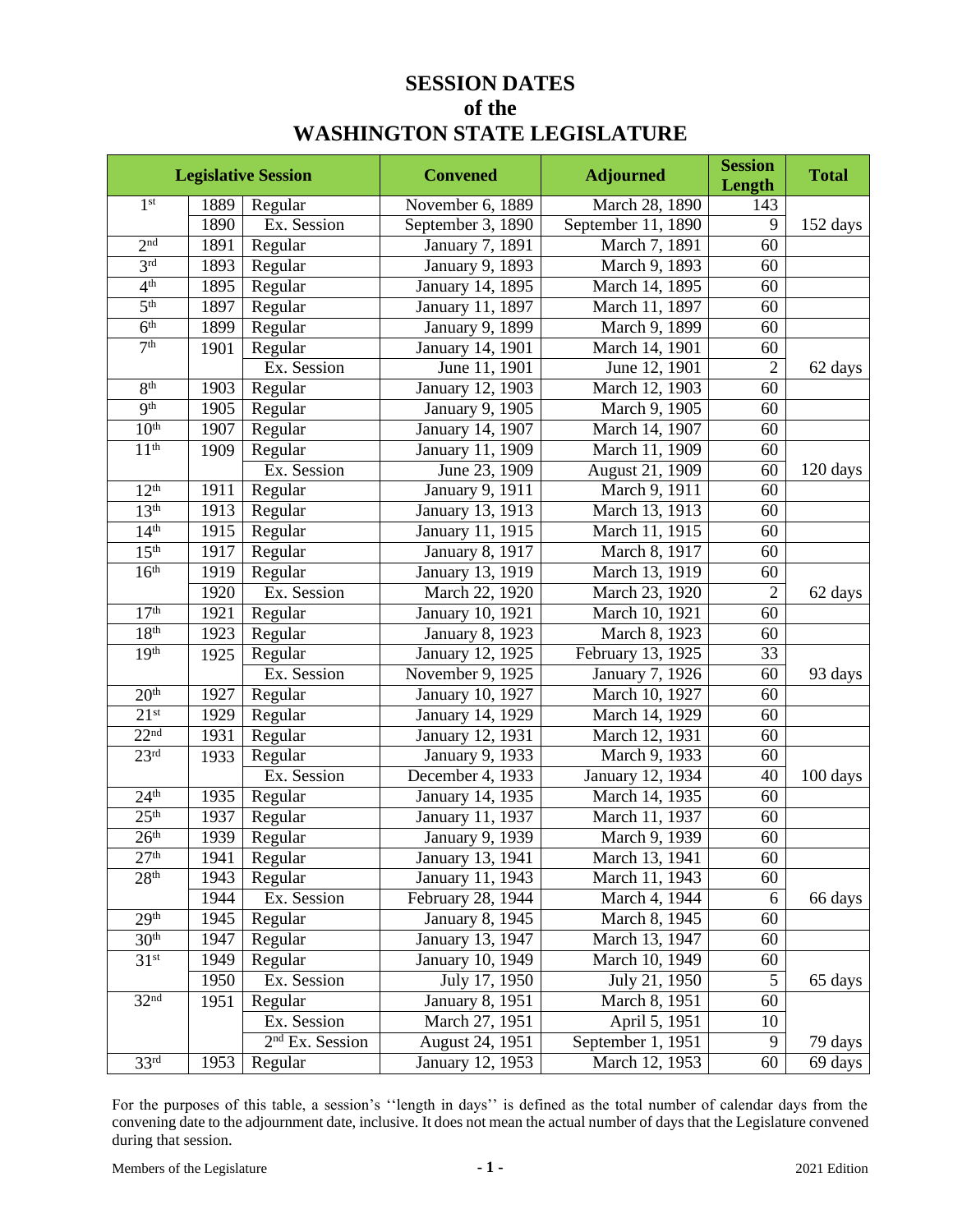# SESSION DATES of the WASHINGTON STATE LEGISLATURE

| Legislative Session | | | Convened | Adjourned | Session Length | Total |
|---|---|---|---|---|---|---|
| 1st | 1889 | Regular | November 6, 1889 | March 28, 1890 | 143 | |
| | 1890 | Ex. Session | September 3, 1890 | September 11, 1890 | 9 | 152 days |
| 2nd | 1891 | Regular | January 7, 1891 | March 7, 1891 | 60 | |
| 3rd | 1893 | Regular | January 9, 1893 | March 9, 1893 | 60 | |
| 4th | 1895 | Regular | January 14, 1895 | March 14, 1895 | 60 | |
| 5th | 1897 | Regular | January 11, 1897 | March 11, 1897 | 60 | |
| 6th | 1899 | Regular | January 9, 1899 | March 9, 1899 | 60 | |
| 7th | 1901 | Regular | January 14, 1901 | March 14, 1901 | 60 | |
| | | Ex. Session | June 11, 1901 | June 12, 1901 | 2 | 62 days |
| 8th | 1903 | Regular | January 12, 1903 | March 12, 1903 | 60 | |
| 9th | 1905 | Regular | January 9, 1905 | March 9, 1905 | 60 | |
| 10th | 1907 | Regular | January 14, 1907 | March 14, 1907 | 60 | |
| 11th | 1909 | Regular | January 11, 1909 | March 11, 1909 | 60 | |
| | | Ex. Session | June 23, 1909 | August 21, 1909 | 60 | 120 days |
| 12th | 1911 | Regular | January 9, 1911 | March 9, 1911 | 60 | |
| 13th | 1913 | Regular | January 13, 1913 | March 13, 1913 | 60 | |
| 14th | 1915 | Regular | January 11, 1915 | March 11, 1915 | 60 | |
| 15th | 1917 | Regular | January 8, 1917 | March 8, 1917 | 60 | |
| 16th | 1919 | Regular | January 13, 1919 | March 13, 1919 | 60 | |
| | 1920 | Ex. Session | March 22, 1920 | March 23, 1920 | 2 | 62 days |
| 17th | 1921 | Regular | January 10, 1921 | March 10, 1921 | 60 | |
| 18th | 1923 | Regular | January 8, 1923 | March 8, 1923 | 60 | |
| 19th | 1925 | Regular | January 12, 1925 | February 13, 1925 | 33 | |
| | | Ex. Session | November 9, 1925 | January 7, 1926 | 60 | 93 days |
| 20th | 1927 | Regular | January 10, 1927 | March 10, 1927 | 60 | |
| 21st | 1929 | Regular | January 14, 1929 | March 14, 1929 | 60 | |
| 22nd | 1931 | Regular | January 12, 1931 | March 12, 1931 | 60 | |
| 23rd | 1933 | Regular | January 9, 1933 | March 9, 1933 | 60 | |
| | | Ex. Session | December 4, 1933 | January 12, 1934 | 40 | 100 days |
| 24th | 1935 | Regular | January 14, 1935 | March 14, 1935 | 60 | |
| 25th | 1937 | Regular | January 11, 1937 | March 11, 1937 | 60 | |
| 26th | 1939 | Regular | January 9, 1939 | March 9, 1939 | 60 | |
| 27th | 1941 | Regular | January 13, 1941 | March 13, 1941 | 60 | |
| 28th | 1943 | Regular | January 11, 1943 | March 11, 1943 | 60 | |
| | 1944 | Ex. Session | February 28, 1944 | March 4, 1944 | 6 | 66 days |
| 29th | 1945 | Regular | January 8, 1945 | March 8, 1945 | 60 | |
| 30th | 1947 | Regular | January 13, 1947 | March 13, 1947 | 60 | |
| 31st | 1949 | Regular | January 10, 1949 | March 10, 1949 | 60 | |
| | 1950 | Ex. Session | July 17, 1950 | July 21, 1950 | 5 | 65 days |
| 32nd | 1951 | Regular | January 8, 1951 | March 8, 1951 | 60 | |
| | | Ex. Session | March 27, 1951 | April 5, 1951 | 10 | |
| | | 2nd Ex. Session | August 24, 1951 | September 1, 1951 | 9 | 79 days |
| 33rd | 1953 | Regular | January 12, 1953 | March 12, 1953 | 60 | 69 days |

For the purposes of this table, a session's ''length in days'' is defined as the total number of calendar days from the convening date to the adjournment date, inclusive. It does not mean the actual number of days that the Legislature convened during that session.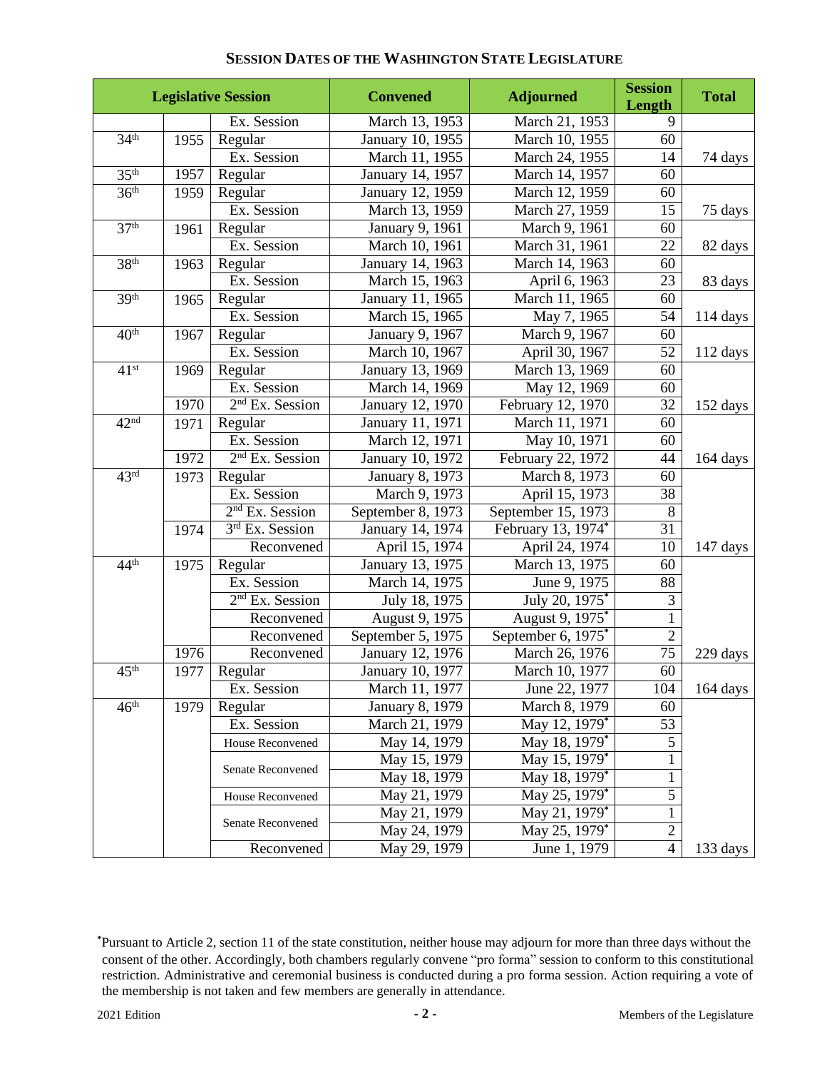## SESSION DATES OF THE WASHINGTON STATE LEGISLATURE

| Legislative Session | | | Convened | Adjourned | Session Length | Total |
|---|---|---|---|---|---|---|
| | | Ex. Session | March 13, 1953 | March 21, 1953 | 9 | |
| 34th | 1955 | Regular | January 10, 1955 | March 10, 1955 | 60 | |
| | | Ex. Session | March 11, 1955 | March 24, 1955 | 14 | 74 days |
| 35th | 1957 | Regular | January 14, 1957 | March 14, 1957 | 60 | |
| 36th | 1959 | Regular | January 12, 1959 | March 12, 1959 | 60 | |
| | | Ex. Session | March 13, 1959 | March 27, 1959 | 15 | 75 days |
| 37th | 1961 | Regular | January 9, 1961 | March 9, 1961 | 60 | |
| | | Ex. Session | March 10, 1961 | March 31, 1961 | 22 | 82 days |
| 38th | 1963 | Regular | January 14, 1963 | March 14, 1963 | 60 | |
| | | Ex. Session | March 15, 1963 | April 6, 1963 | 23 | 83 days |
| 39th | 1965 | Regular | January 11, 1965 | March 11, 1965 | 60 | |
| | | Ex. Session | March 15, 1965 | May 7, 1965 | 54 | 114 days |
| 40th | 1967 | Regular | January 9, 1967 | March 9, 1967 | 60 | |
| | | Ex. Session | March 10, 1967 | April 30, 1967 | 52 | 112 days |
| 41st | 1969 | Regular | January 13, 1969 | March 13, 1969 | 60 | |
| | | Ex. Session | March 14, 1969 | May 12, 1969 | 60 | |
| | 1970 | 2nd Ex. Session | January 12, 1970 | February 12, 1970 | 32 | 152 days |
| 42nd | 1971 | Regular | January 11, 1971 | March 11, 1971 | 60 | |
| | | Ex. Session | March 12, 1971 | May 10, 1971 | 60 | |
| | 1972 | 2nd Ex. Session | January 10, 1972 | February 22, 1972 | 44 | 164 days |
| 43rd | 1973 | Regular | January 8, 1973 | March 8, 1973 | 60 | |
| | | Ex. Session | March 9, 1973 | April 15, 1973 | 38 | |
| | | 2nd Ex. Session | September 8, 1973 | September 15, 1973 | 8 | |
| | 1974 | 3rd Ex. Session | January 14, 1974 | February 13, 1974* | 31 | |
| | | Reconvened | April 15, 1974 | April 24, 1974 | 10 | 147 days |
| 44th | 1975 | Regular | January 13, 1975 | March 13, 1975 | 60 | |
| | | Ex. Session | March 14, 1975 | June 9, 1975 | 88 | |
| | | 2nd Ex. Session | July 18, 1975 | July 20, 1975* | 3 | |
| | | Reconvened | August 9, 1975 | August 9, 1975* | 1 | |
| | | Reconvened | September 5, 1975 | September 6, 1975* | 2 | |
| | 1976 | Reconvened | January 12, 1976 | March 26, 1976 | 75 | 229 days |
| 45th | 1977 | Regular | January 10, 1977 | March 10, 1977 | 60 | |
| | | Ex. Session | March 11, 1977 | June 22, 1977 | 104 | 164 days |
| 46th | 1979 | Regular | January 8, 1979 | March 8, 1979 | 60 | |
| | | Ex. Session | March 21, 1979 | May 12, 1979* | 53 | |
| | | House Reconvened | May 14, 1979 | May 18, 1979* | 5 | |
| | | Senate Reconvened | May 15, 1979 | May 15, 1979* | 1 | |
| | | | May 18, 1979 | May 18, 1979* | 1 | |
| | | House Reconvened | May 21, 1979 | May 25, 1979* | 5 | |
| | | Senate Reconvened | May 21, 1979 | May 21, 1979* | 1 | |
| | | | May 24, 1979 | May 25, 1979* | 2 | |
| | | Reconvened | May 29, 1979 | June 1, 1979 | 4 | 133 days |

*Pursuant to Article 2, section 11 of the state constitution, neither house may adjourn for more than three days without the consent of the other. Accordingly, both chambers regularly convene "pro forma" session to conform to this constitutional restriction. Administrative and ceremonial business is conducted during a pro forma session. Action requiring a vote of the membership is not taken and few members are generally in attendance.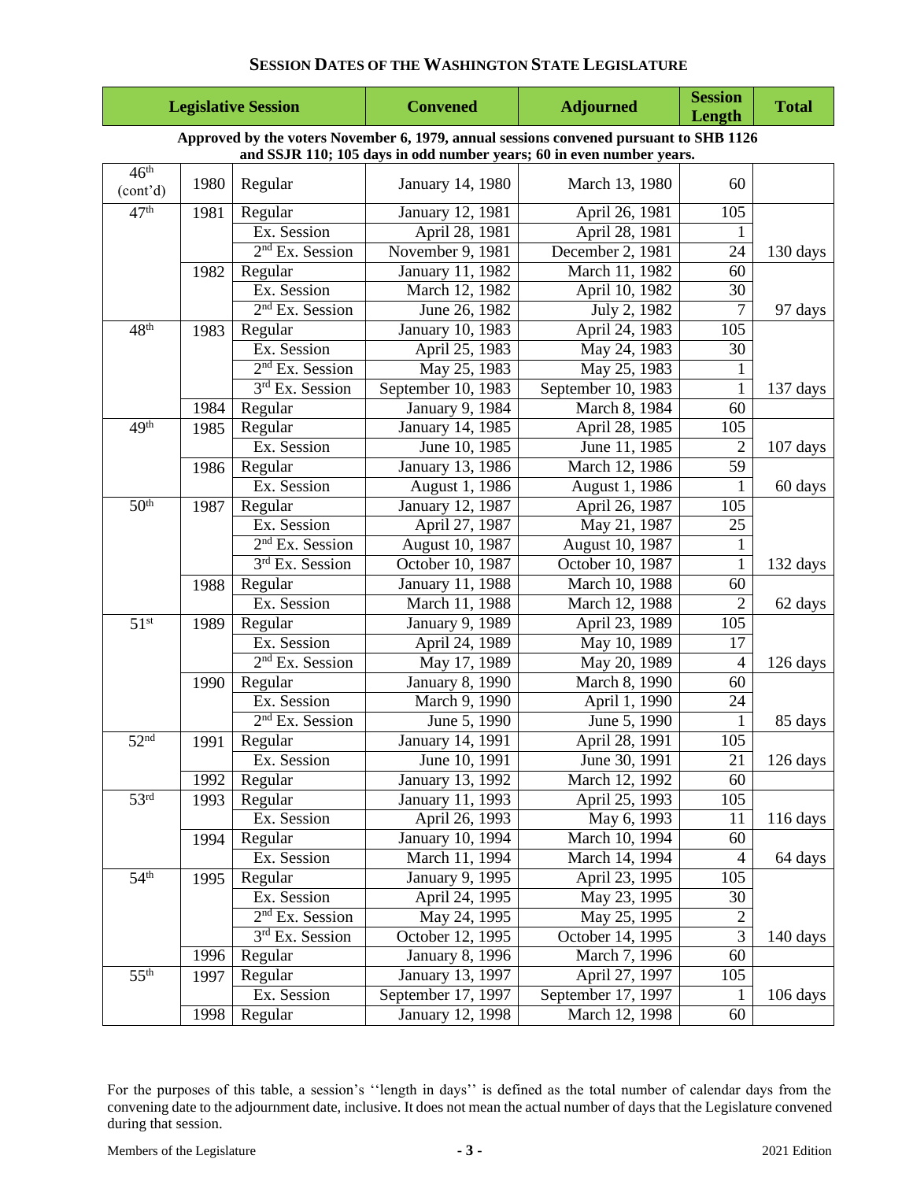## SESSION DATES OF THE WASHINGTON STATE LEGISLATURE

| Legislative Session | | | Convened | Adjourned | Session Length | Total |
|---|---|---|---|---|---|---|
| **Approved by the voters November 6, 1979, annual sessions convened pursuant to SHB 1126 and SSJR 110; 105 days in odd number years; 60 in even number years.** | | | | | | |
| 46th (cont'd) | 1980 | Regular | January 14, 1980 | March 13, 1980 | 60 | |
| 47th | 1981 | Regular | January 12, 1981 | April 26, 1981 | 105 | |
| | | Ex. Session | April 28, 1981 | April 28, 1981 | 1 | |
| | | 2nd Ex. Session | November 9, 1981 | December 2, 1981 | 24 | 130 days |
| | 1982 | Regular | January 11, 1982 | March 11, 1982 | 60 | |
| | | Ex. Session | March 12, 1982 | April 10, 1982 | 30 | |
| | | 2nd Ex. Session | June 26, 1982 | July 2, 1982 | 7 | 97 days |
| 48th | 1983 | Regular | January 10, 1983 | April 24, 1983 | 105 | |
| | | Ex. Session | April 25, 1983 | May 24, 1983 | 30 | |
| | | 2nd Ex. Session | May 25, 1983 | May 25, 1983 | 1 | |
| | | 3rd Ex. Session | September 10, 1983 | September 10, 1983 | 1 | 137 days |
| | 1984 | Regular | January 9, 1984 | March 8, 1984 | 60 | |
| 49th | 1985 | Regular | January 14, 1985 | April 28, 1985 | 105 | |
| | | Ex. Session | June 10, 1985 | June 11, 1985 | 2 | 107 days |
| | 1986 | Regular | January 13, 1986 | March 12, 1986 | 59 | |
| | | Ex. Session | August 1, 1986 | August 1, 1986 | 1 | 60 days |
| 50th | 1987 | Regular | January 12, 1987 | April 26, 1987 | 105 | |
| | | Ex. Session | April 27, 1987 | May 21, 1987 | 25 | |
| | | 2nd Ex. Session | August 10, 1987 | August 10, 1987 | 1 | |
| | | 3rd Ex. Session | October 10, 1987 | October 10, 1987 | 1 | 132 days |
| | 1988 | Regular | January 11, 1988 | March 10, 1988 | 60 | |
| | | Ex. Session | March 11, 1988 | March 12, 1988 | 2 | 62 days |
| 51st | 1989 | Regular | January 9, 1989 | April 23, 1989 | 105 | |
| | | Ex. Session | April 24, 1989 | May 10, 1989 | 17 | |
| | | 2nd Ex. Session | May 17, 1989 | May 20, 1989 | 4 | 126 days |
| | 1990 | Regular | January 8, 1990 | March 8, 1990 | 60 | |
| | | Ex. Session | March 9, 1990 | April 1, 1990 | 24 | |
| | | 2nd Ex. Session | June 5, 1990 | June 5, 1990 | 1 | 85 days |
| 52nd | 1991 | Regular | January 14, 1991 | April 28, 1991 | 105 | |
| | | Ex. Session | June 10, 1991 | June 30, 1991 | 21 | 126 days |
| | 1992 | Regular | January 13, 1992 | March 12, 1992 | 60 | |
| 53rd | 1993 | Regular | January 11, 1993 | April 25, 1993 | 105 | |
| | | Ex. Session | April 26, 1993 | May 6, 1993 | 11 | 116 days |
| | 1994 | Regular | January 10, 1994 | March 10, 1994 | 60 | |
| | | Ex. Session | March 11, 1994 | March 14, 1994 | 4 | 64 days |
| 54th | 1995 | Regular | January 9, 1995 | April 23, 1995 | 105 | |
| | | Ex. Session | April 24, 1995 | May 23, 1995 | 30 | |
| | | 2nd Ex. Session | May 24, 1995 | May 25, 1995 | 2 | |
| | | 3rd Ex. Session | October 12, 1995 | October 14, 1995 | 3 | 140 days |
| | 1996 | Regular | January 8, 1996 | March 7, 1996 | 60 | |
| 55th | 1997 | Regular | January 13, 1997 | April 27, 1997 | 105 | |
| | | Ex. Session | September 17, 1997 | September 17, 1997 | 1 | 106 days |
| | 1998 | Regular | January 12, 1998 | March 12, 1998 | 60 | |

For the purposes of this table, a session's ''length in days'' is defined as the total number of calendar days from the convening date to the adjournment date, inclusive. It does not mean the actual number of days that the Legislature convened during that session.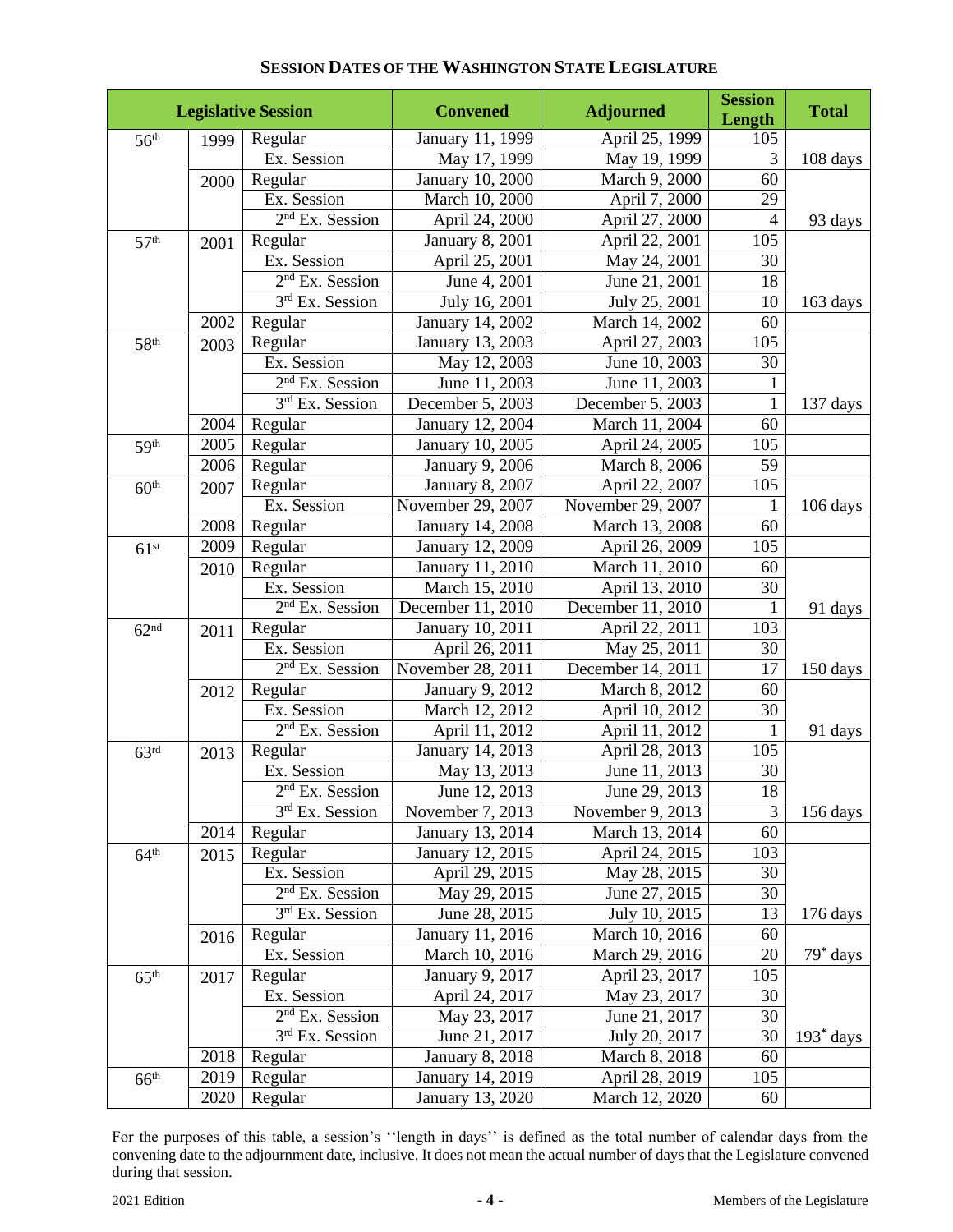## SESSION DATES OF THE WASHINGTON STATE LEGISLATURE

| Legislative Session | | | Convened | Adjourned | Session Length | Total |
|---|---|---|---|---|---|---|
| 56th | 1999 | Regular | January 11, 1999 | April 25, 1999 | 105 | |
| | | Ex. Session | May 17, 1999 | May 19, 1999 | 3 | 108 days |
| | 2000 | Regular | January 10, 2000 | March 9, 2000 | 60 | |
| | | Ex. Session | March 10, 2000 | April 7, 2000 | 29 | |
| | | 2nd Ex. Session | April 24, 2000 | April 27, 2000 | 4 | 93 days |
| 57th | 2001 | Regular | January 8, 2001 | April 22, 2001 | 105 | |
| | | Ex. Session | April 25, 2001 | May 24, 2001 | 30 | |
| | | 2nd Ex. Session | June 4, 2001 | June 21, 2001 | 18 | |
| | | 3rd Ex. Session | July 16, 2001 | July 25, 2001 | 10 | 163 days |
| | 2002 | Regular | January 14, 2002 | March 14, 2002 | 60 | |
| 58th | 2003 | Regular | January 13, 2003 | April 27, 2003 | 105 | |
| | | Ex. Session | May 12, 2003 | June 10, 2003 | 30 | |
| | | 2nd Ex. Session | June 11, 2003 | June 11, 2003 | 1 | |
| | | 3rd Ex. Session | December 5, 2003 | December 5, 2003 | 1 | 137 days |
| | 2004 | Regular | January 12, 2004 | March 11, 2004 | 60 | |
| 59th | 2005 | Regular | January 10, 2005 | April 24, 2005 | 105 | |
| | 2006 | Regular | January 9, 2006 | March 8, 2006 | 59 | |
| 60th | 2007 | Regular | January 8, 2007 | April 22, 2007 | 105 | |
| | | Ex. Session | November 29, 2007 | November 29, 2007 | 1 | 106 days |
| | 2008 | Regular | January 14, 2008 | March 13, 2008 | 60 | |
| 61st | 2009 | Regular | January 12, 2009 | April 26, 2009 | 105 | |
| | 2010 | Regular | January 11, 2010 | March 11, 2010 | 60 | |
| | | Ex. Session | March 15, 2010 | April 13, 2010 | 30 | |
| | | 2nd Ex. Session | December 11, 2010 | December 11, 2010 | 1 | 91 days |
| 62nd | 2011 | Regular | January 10, 2011 | April 22, 2011 | 103 | |
| | | Ex. Session | April 26, 2011 | May 25, 2011 | 30 | |
| | | 2nd Ex. Session | November 28, 2011 | December 14, 2011 | 17 | 150 days |
| | 2012 | Regular | January 9, 2012 | March 8, 2012 | 60 | |
| | | Ex. Session | March 12, 2012 | April 10, 2012 | 30 | |
| | | 2nd Ex. Session | April 11, 2012 | April 11, 2012 | 1 | 91 days |
| 63rd | 2013 | Regular | January 14, 2013 | April 28, 2013 | 105 | |
| | | Ex. Session | May 13, 2013 | June 11, 2013 | 30 | |
| | | 2nd Ex. Session | June 12, 2013 | June 29, 2013 | 18 | |
| | | 3rd Ex. Session | November 7, 2013 | November 9, 2013 | 3 | 156 days |
| | 2014 | Regular | January 13, 2014 | March 13, 2014 | 60 | |
| 64th | 2015 | Regular | January 12, 2015 | April 24, 2015 | 103 | |
| | | Ex. Session | April 29, 2015 | May 28, 2015 | 30 | |
| | | 2nd Ex. Session | May 29, 2015 | June 27, 2015 | 30 | |
| | | 3rd Ex. Session | June 28, 2015 | July 10, 2015 | 13 | 176 days |
| | 2016 | Regular | January 11, 2016 | March 10, 2016 | 60 | |
| | | Ex. Session | March 10, 2016 | March 29, 2016 | 20 | 79* days |
| 65th | 2017 | Regular | January 9, 2017 | April 23, 2017 | 105 | |
| | | Ex. Session | April 24, 2017 | May 23, 2017 | 30 | |
| | | 2nd Ex. Session | May 23, 2017 | June 21, 2017 | 30 | |
| | | 3rd Ex. Session | June 21, 2017 | July 20, 2017 | 30 | 193* days |
| | 2018 | Regular | January 8, 2018 | March 8, 2018 | 60 | |
| 66th | 2019 | Regular | January 14, 2019 | April 28, 2019 | 105 | |
| | 2020 | Regular | January 13, 2020 | March 12, 2020 | 60 | |

For the purposes of this table, a session's ''length in days'' is defined as the total number of calendar days from the convening date to the adjournment date, inclusive. It does not mean the actual number of days that the Legislature convened during that session.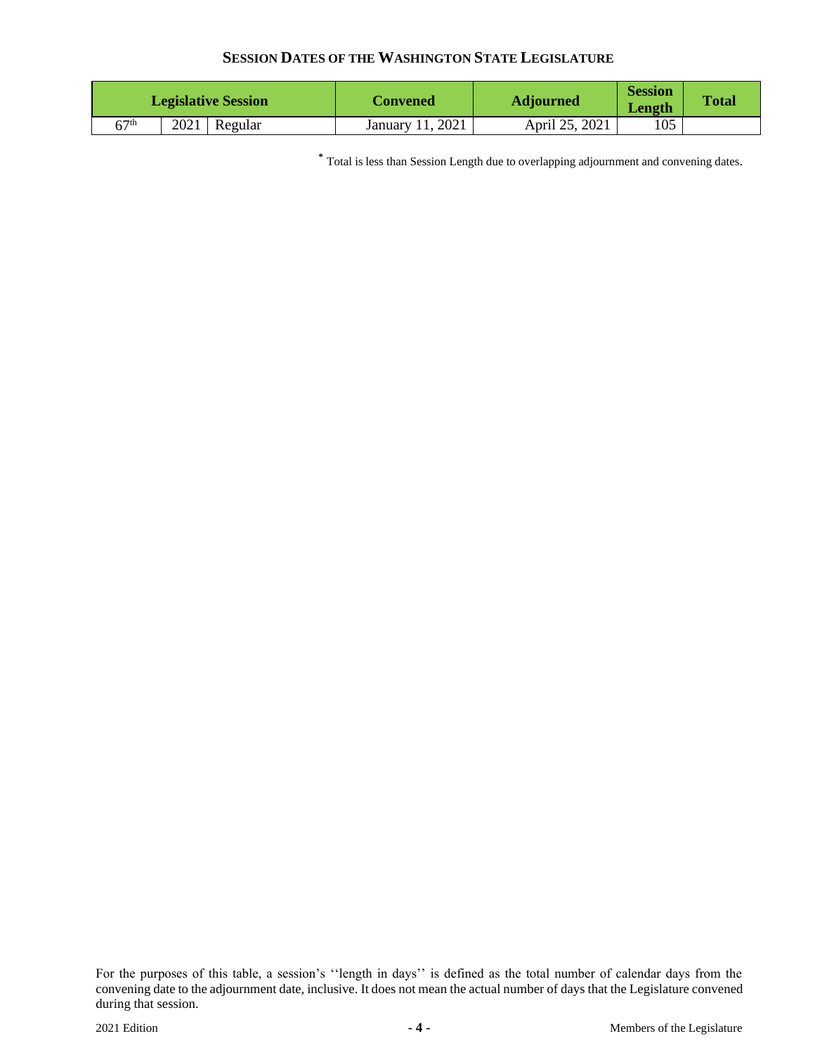## SESSION DATES OF THE WASHINGTON STATE LEGISLATURE

| Legislative Session | | | Convened | Adjourned | Session Length | Total |
|---|---|---|---|---|---|---|
| 67th | 2021 | Regular | January 11, 2021 | April 25, 2021 | 105 | |

* Total is less than Session Length due to overlapping adjournment and convening dates.

For the purposes of this table, a session's ''length in days'' is defined as the total number of calendar days from the convening date to the adjournment date, inclusive. It does not mean the actual number of days that the Legislature convened during that session.